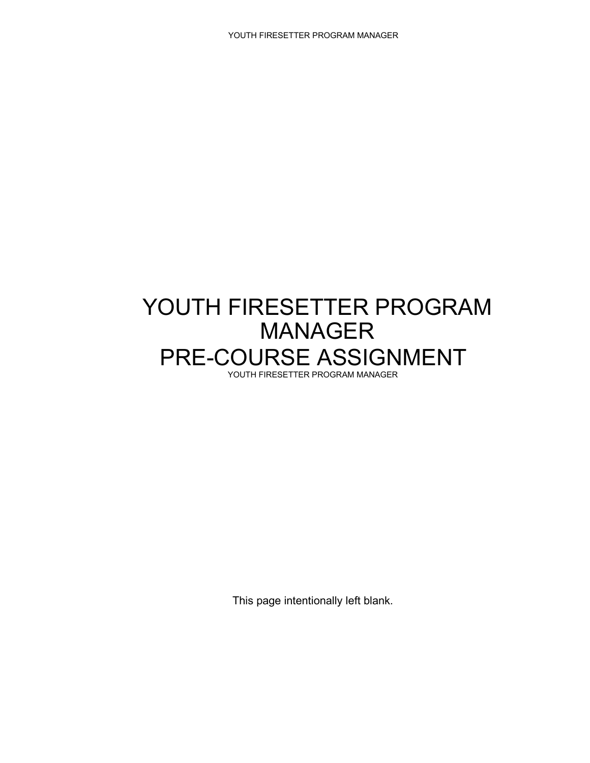# YOUTH FIRESETTER PROGRAM MANAGER PRE-COURSE ASSIGNMENT

This page intentionally left blank.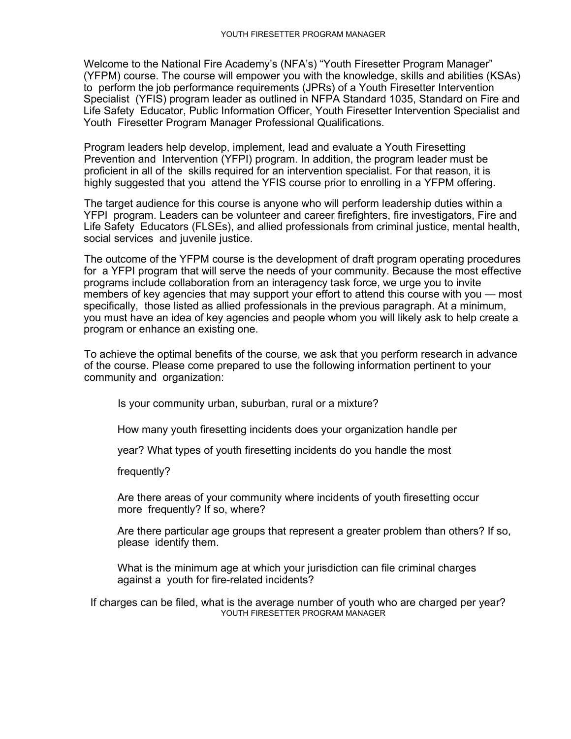Welcome to the National Fire Academy's (NFA's) "Youth Firesetter Program Manager" (YFPM) course. The course will empower you with the knowledge, skills and abilities (KSAs) to perform the job performance requirements (JPRs) of a Youth Firesetter Intervention Specialist (YFIS) program leader as outlined in NFPA Standard 1035, Standard on Fire and Life Safety Educator, Public Information Officer, Youth Firesetter Intervention Specialist and Youth Firesetter Program Manager Professional Qualifications.

Program leaders help develop, implement, lead and evaluate a Youth Firesetting Prevention and Intervention (YFPI) program. In addition, the program leader must be proficient in all of the skills required for an intervention specialist. For that reason, it is highly suggested that you attend the YFIS course prior to enrolling in a YFPM offering.

The target audience for this course is anyone who will perform leadership duties within a YFPI program. Leaders can be volunteer and career firefighters, fire investigators, Fire and Life Safety Educators (FLSEs), and allied professionals from criminal justice, mental health, social services and juvenile justice.

The outcome of the YFPM course is the development of draft program operating procedures for a YFPI program that will serve the needs of your community. Because the most effective programs include collaboration from an interagency task force, we urge you to invite members of key agencies that may support your effort to attend this course with you — most specifically, those listed as allied professionals in the previous paragraph. At a minimum, you must have an idea of key agencies and people whom you will likely ask to help create a program or enhance an existing one.

To achieve the optimal benefits of the course, we ask that you perform research in advance of the course. Please come prepared to use the following information pertinent to your community and organization:

Is your community urban, suburban, rural or a mixture?

How many youth firesetting incidents does your organization handle per year? What types of youth firesetting incidents do you handle the most frequently?

Are there areas of your community where incidents of youth firesetting occur more frequently? If so, where?

Are there particular age groups that represent a greater problem than others? If so, please identify them.

What is the minimum age at which your jurisdiction can file criminal charges against a youth for fire-related incidents?

If charges can be filed, what is the average number of youth who are charged per year?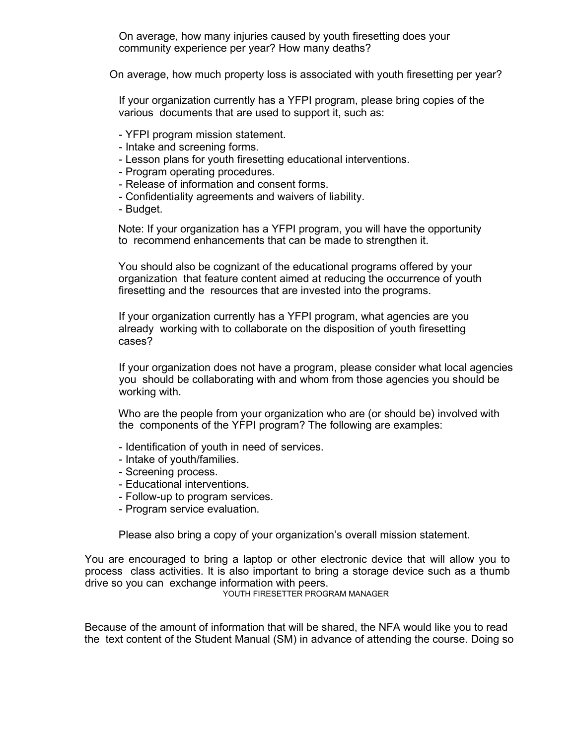On average, how many injuries caused by youth firesetting does your community experience per year? How many deaths?

On average, how much property loss is associated with youth firesetting per year?

If your organization currently has a YFPI program, please bring copies of the various documents that are used to support it, such as:

- YFPI program mission statement.
- Intake and screening forms.
- Lesson plans for youth firesetting educational interventions.
- Program operating procedures.
- Release of information and consent forms.
- Confidentiality agreements and waivers of liability.
- Budget.

Note: If your organization has a YFPI program, you will have the opportunity to recommend enhancements that can be made to strengthen it.

You should also be cognizant of the educational programs offered by your organization that feature content aimed at reducing the occurrence of youth firesetting and the resources that are invested into the programs.

If your organization currently has a YFPI program, what agencies are you already working with to collaborate on the disposition of youth firesetting cases?

If your organization does not have a program, please consider what local agencies you should be collaborating with and whom from those agencies you should be working with.

Who are the people from your organization who are (or should be) involved with the components of the YFPI program? The following are examples:

- Identification of youth in need of services.
- Intake of youth/families.
- Screening process.
- Educational interventions.
- Follow-up to program services.
- Program service evaluation.

Please also bring a copy of your organization's overall mission statement.

You are encouraged to bring a laptop or other electronic device that will allow you to process class activities. It is also important to bring a storage device such as a thumb drive so you can exchange information with peers.

Because of the amount of information that will be shared, the NFA would like you to read the text content of the Student Manual (SM) in advance of attending the course. Doing so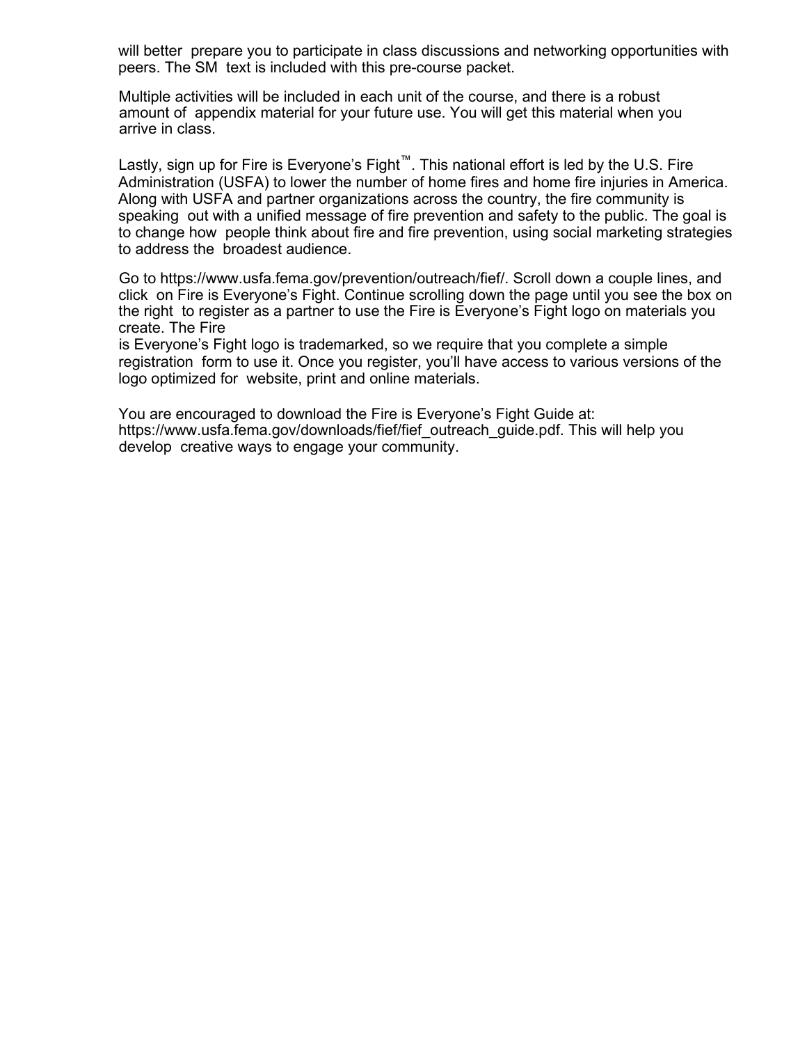will better prepare you to participate in class discussions and networking opportunities with peers. The SM text is included with this pre-course packet.

Multiple activities will be included in each unit of the course, and there is a robust amount of appendix material for your future use. You will get this material when you arrive in class.

Lastly, sign up for Fire is Everyone's Fight™. This national effort is led by the U.S. Fire Administration (USFA) to lower the number of home fires and home fire injuries in America. Along with USFA and partner organizations across the country, the fire community is speaking out with a unified message of fire prevention and safety to the public. The goal is to change how people think about fire and fire prevention, using social marketing strategies to address the broadest audience.

Go to https://www.usfa.fema.gov/prevention/outreach/fief/. Scroll down a couple lines, and click on Fire is Everyone's Fight. Continue scrolling down the page until you see the box on the right to register as a partner to use the Fire is Everyone's Fight logo on materials you create. The Fire is Everyone's Fight logo is trademarked, so we require that you complete a simple registration form to use it. Once you register, you'll have access to various versions of the logo optimized for website, print and online materials.

You are encouraged to download the Fire is Everyone's Fight Guide at: https://www.usfa.fema.gov/downloads/fief/fief_outreach_guide.pdf. This will help you develop creative ways to engage your community.